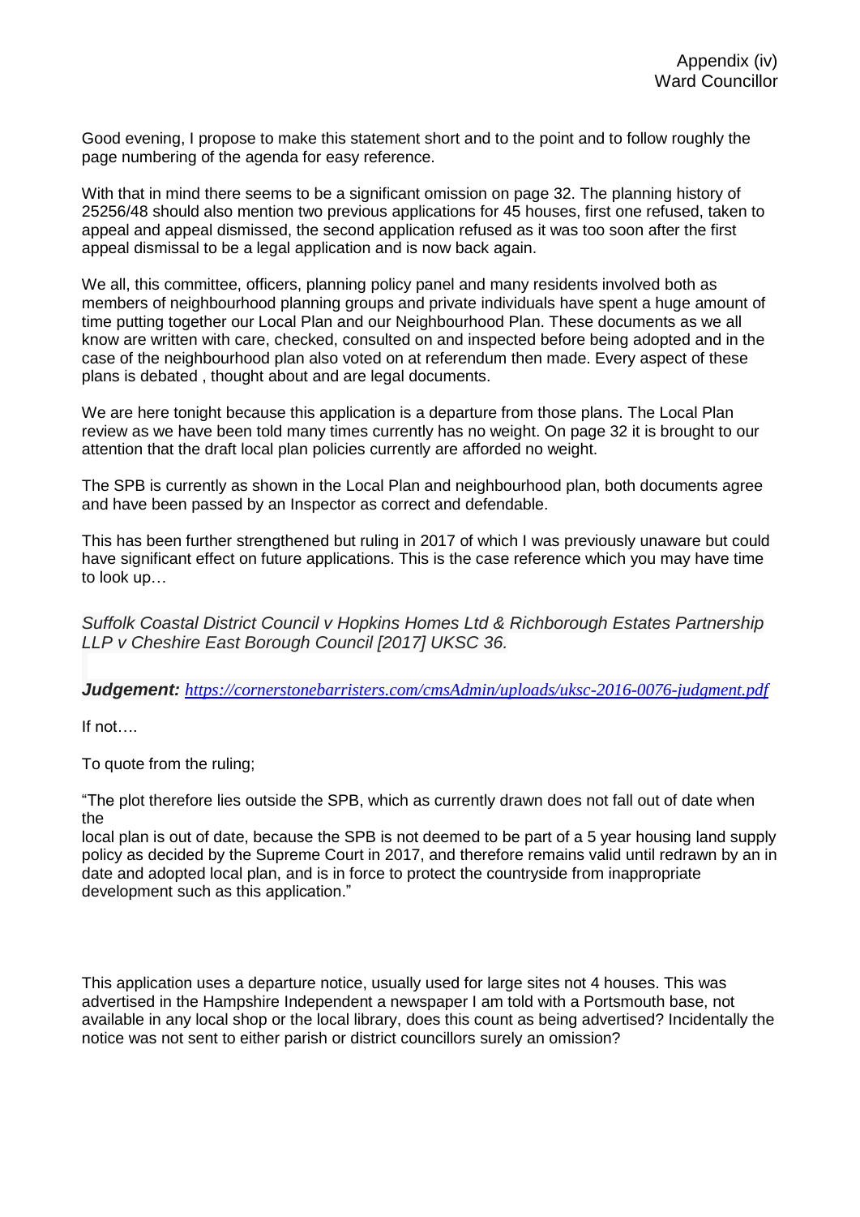Appendix (iv)
Ward Councillor

Good evening, I propose to make this statement short and to the point and to follow roughly the page numbering of the agenda for easy reference.

With that in mind there seems to be a significant omission on page 32. The planning history of 25256/48 should also mention two previous applications for 45 houses, first one refused, taken to appeal and appeal dismissed, the second application refused as it was too soon after the first appeal dismissal to be a legal application and is now back again.

We all, this committee, officers, planning policy panel and many residents involved both as members of neighbourhood planning groups and private individuals have spent a huge amount of time putting together our Local Plan and our Neighbourhood Plan. These documents as we all know are written with care, checked, consulted on and inspected before being adopted and in the case of the neighbourhood plan also voted on at referendum then made. Every aspect of these plans is debated , thought about and are legal documents.

We are here tonight because this application is a departure from those plans. The Local Plan review as we have been told many times currently has no weight. On page 32 it is brought to our attention that the draft local plan policies currently are afforded no weight.

The SPB is currently as shown in the Local Plan and neighbourhood plan, both documents agree and have been passed by an Inspector as correct and defendable.

This has been further strengthened but ruling in 2017 of which I was previously unaware but could have significant effect on future applications. This is the case reference which you may have time to look up…

*Suffolk Coastal District Council v Hopkins Homes Ltd & Richborough Estates Partnership LLP v Cheshire East Borough Council [2017] UKSC 36.*

***Judgement:*** *https://cornerstonebarristers.com/cmsAdmin/uploads/uksc-2016-0076-judgment.pdf*

If not….

To quote from the ruling;

"The plot therefore lies outside the SPB, which as currently drawn does not fall out of date when the
local plan is out of date, because the SPB is not deemed to be part of a 5 year housing land supply policy as decided by the Supreme Court in 2017, and therefore remains valid until redrawn by an in date and adopted local plan, and is in force to protect the countryside from inappropriate development such as this application."

This application uses a departure notice, usually used for large sites not 4 houses. This was advertised in the Hampshire Independent a newspaper I am told with a Portsmouth base, not available in any local shop or the local library, does this count as being advertised? Incidentally the notice was not sent to either parish or district councillors surely an omission?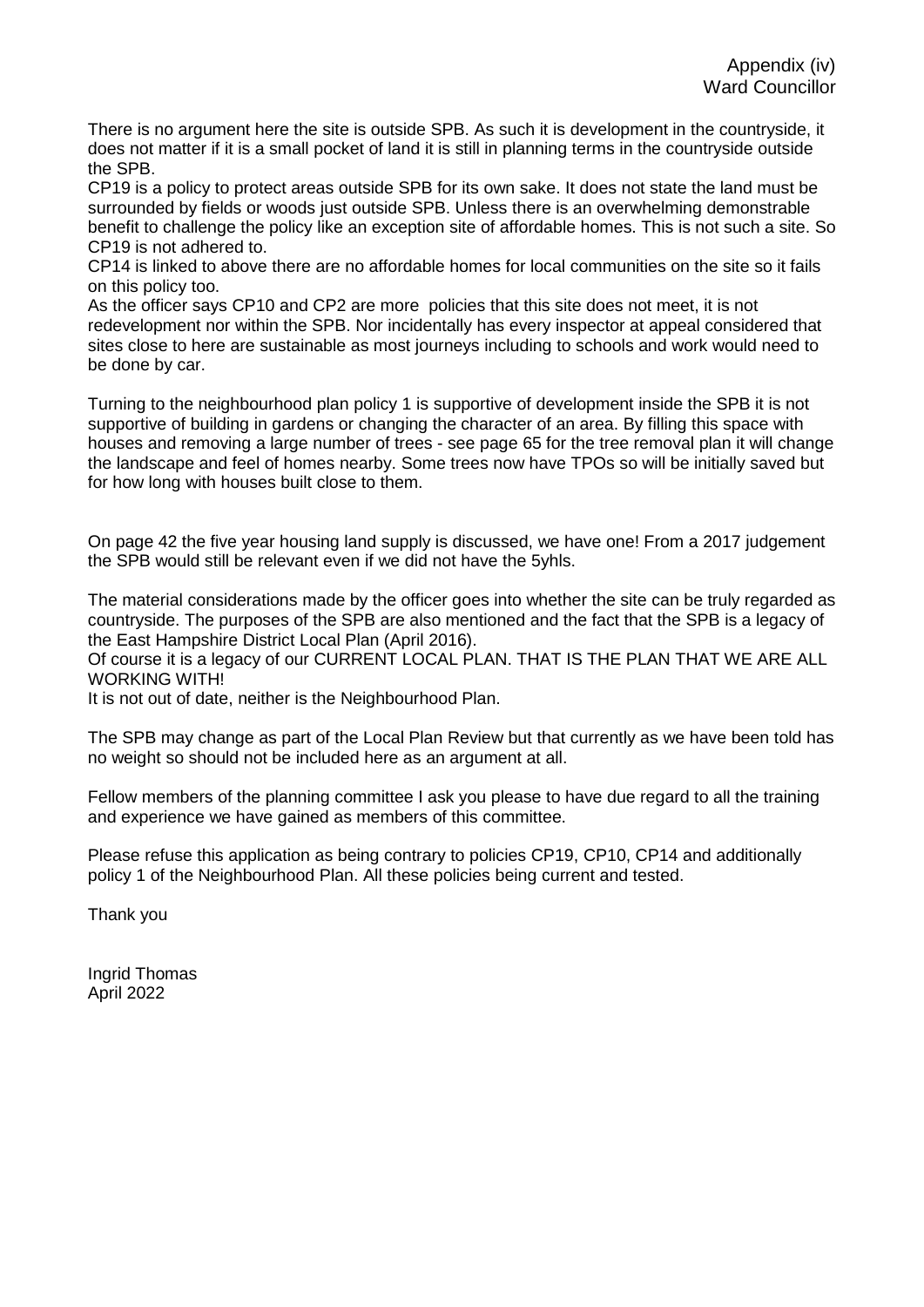Appendix (iv)
Ward Councillor

There is no argument here the site is outside SPB. As such it is development in the countryside, it does not matter if it is a small pocket of land it is still in planning terms in the countryside outside the SPB.
CP19 is a policy to protect areas outside SPB for its own sake. It does not state the land must be surrounded by fields or woods just outside SPB. Unless there is an overwhelming demonstrable benefit to challenge the policy like an exception site of affordable homes. This is not such a site. So CP19 is not adhered to.
CP14 is linked to above there are no affordable homes for local communities on the site so it fails on this policy too.
As the officer says CP10 and CP2 are more policies that this site does not meet, it is not redevelopment nor within the SPB. Nor incidentally has every inspector at appeal considered that sites close to here are sustainable as most journeys including to schools and work would need to be done by car.

Turning to the neighbourhood plan policy 1 is supportive of development inside the SPB it is not supportive of building in gardens or changing the character of an area. By filling this space with houses and removing a large number of trees - see page 65 for the tree removal plan it will change the landscape and feel of homes nearby. Some trees now have TPOs so will be initially saved but for how long with houses built close to them.

On page 42 the five year housing land supply is discussed, we have one! From a 2017 judgement the SPB would still be relevant even if we did not have the 5yhls.

The material considerations made by the officer goes into whether the site can be truly regarded as countryside. The purposes of the SPB are also mentioned and the fact that the SPB is a legacy of the East Hampshire District Local Plan (April 2016).
Of course it is a legacy of our CURRENT LOCAL PLAN. THAT IS THE PLAN THAT WE ARE ALL WORKING WITH!
It is not out of date, neither is the Neighbourhood Plan.

The SPB may change as part of the Local Plan Review but that currently as we have been told has no weight so should not be included here as an argument at all.

Fellow members of the planning committee I ask you please to have due regard to all the training and experience we have gained as members of this committee.

Please refuse this application as being contrary to policies CP19, CP10, CP14 and additionally policy 1 of the Neighbourhood Plan. All these policies being current and tested.

Thank you

Ingrid Thomas
April 2022